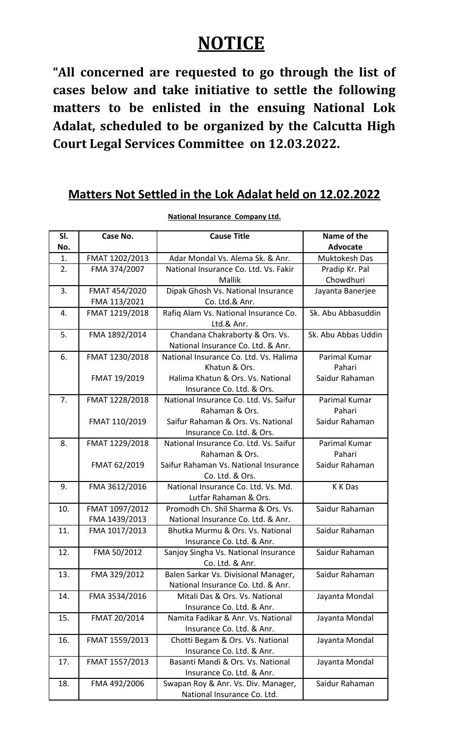# NOTICE

**"All concerned are requested to go through the list of cases below and take initiative to settle the following matters to be enlisted in the ensuing National Lok Adalat, scheduled to be organized by the Calcutta High Court Legal Services Committee on 12.03.2022.**

## Matters Not Settled in the Lok Adalat held on 12.02.2022

**National Insurance Company Ltd.**

| Sl. No. | Case No. | Cause Title | Name of the Advocate |
|---|---|---|---|
| 1. | FMAT 1202/2013 | Adar Mondal Vs. Alema Sk. & Anr. | Muktokesh Das |
| 2. | FMA 374/2007 | National Insurance Co. Ltd. Vs. Fakir Mallik | Pradip Kr. Pal Chowdhuri |
| 3. | FMAT 454/2020<br>FMA 113/2021 | Dipak Ghosh Vs. National Insurance Co. Ltd.& Anr. | Jayanta Banerjee |
| 4. | FMAT 1219/2018 | Rafiq Alam Vs. National Insurance Co. Ltd.& Anr. | Sk. Abu Abbasuddin |
| 5. | FMA 1892/2014 | Chandana Chakraborty & Ors. Vs. National Insurance Co. Ltd. & Anr. | Sk. Abu Abbas Uddin |
| 6. | FMAT 1230/2018 | National Insurance Co. Ltd. Vs. Halima Khatun & Ors. | Parimal Kumar Pahari |
| | FMAT 19/2019 | Halima Khatun & Ors. Vs. National Insurance Co. Ltd. & Ors. | Saidur Rahaman |
| 7. | FMAT 1228/2018 | National Insurance Co. Ltd. Vs. Saifur Rahaman & Ors. | Parimal Kumar Pahari |
| | FMAT 110/2019 | Saifur Rahaman & Ors. Vs. National Insurance Co. Ltd. & Ors. | Saidur Rahaman |
| 8. | FMAT 1229/2018 | National Insurance Co. Ltd. Vs. Saifur Rahaman & Ors. | Parimal Kumar Pahari |
| | FMAT 62/2019 | Saifur Rahaman Vs. National Insurance Co. Ltd. & Ors. | Saidur Rahaman |
| 9. | FMA 3612/2016 | National Insurance Co. Ltd. Vs. Md. Lutfar Rahaman & Ors. | K K Das |
| 10. | FMAT 1097/2012<br>FMA 1439/2013 | Promodh Ch. Shil Sharma & Ors. Vs. National Insurance Co. Ltd. & Anr. | Saidur Rahaman |
| 11. | FMA 1017/2013 | Bhutka Murmu & Ors. Vs. National Insurance Co. Ltd. & Anr. | Saidur Rahaman |
| 12. | FMA 50/2012 | Sanjoy Singha Vs. National Insurance Co. Ltd. & Anr. | Saidur Rahaman |
| 13. | FMA 329/2012 | Balen Sarkar Vs. Divisional Manager, National Insurance Co. Ltd. & Anr. | Saidur Rahaman |
| 14. | FMA 3534/2016 | Mitali Das & Ors. Vs. National Insurance Co. Ltd. & Anr. | Jayanta Mondal |
| 15. | FMAT 20/2014 | Namita Fadikar & Anr. Vs. National Insurance Co. Ltd. & Anr. | Jayanta Mondal |
| 16. | FMAT 1559/2013 | Chotti Begam & Ors. Vs. National Insurance Co. Ltd. & Anr. | Jayanta Mondal |
| 17. | FMAT 1557/2013 | Basanti Mandi & Ors. Vs. National Insurance Co. Ltd. & Anr. | Jayanta Mondal |
| 18. | FMA 492/2006 | Swapan Roy & Anr. Vs. Div. Manager, National Insurance Co. Ltd. | Saidur Rahaman |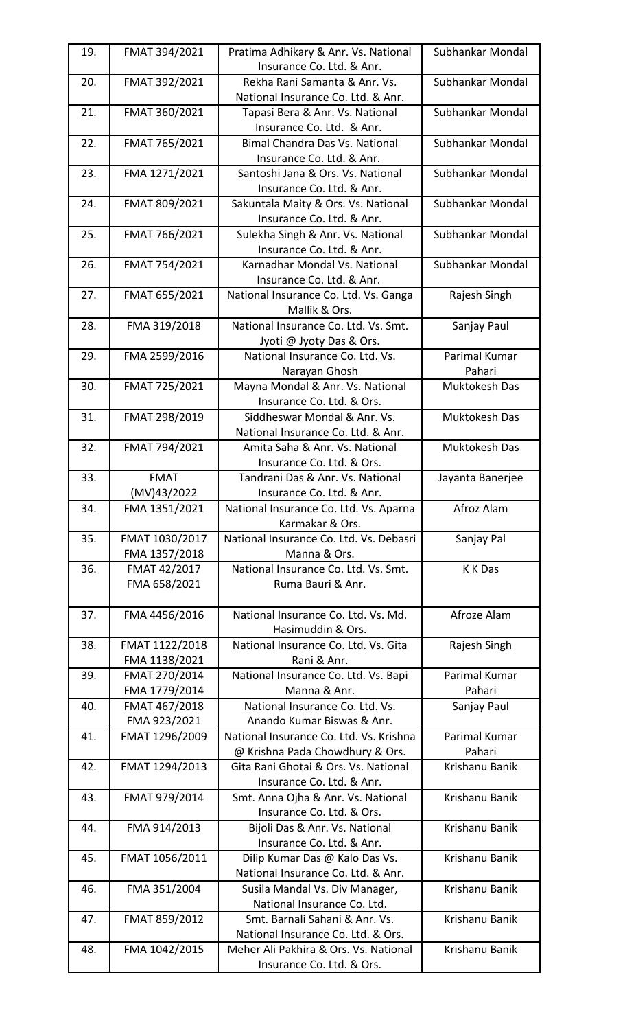| | | | |
|---|---|---|---|
| 19. | FMAT 394/2021 | Pratima Adhikary & Anr. Vs. National Insurance Co. Ltd. & Anr. | Subhankar Mondal |
| 20. | FMAT 392/2021 | Rekha Rani Samanta & Anr. Vs. National Insurance Co. Ltd. & Anr. | Subhankar Mondal |
| 21. | FMAT 360/2021 | Tapasi Bera & Anr. Vs. National Insurance Co. Ltd. & Anr. | Subhankar Mondal |
| 22. | FMAT 765/2021 | Bimal Chandra Das Vs. National Insurance Co. Ltd. & Anr. | Subhankar Mondal |
| 23. | FMA 1271/2021 | Santoshi Jana & Ors. Vs. National Insurance Co. Ltd. & Anr. | Subhankar Mondal |
| 24. | FMAT 809/2021 | Sakuntala Maity & Ors. Vs. National Insurance Co. Ltd. & Anr. | Subhankar Mondal |
| 25. | FMAT 766/2021 | Sulekha Singh & Anr. Vs. National Insurance Co. Ltd. & Anr. | Subhankar Mondal |
| 26. | FMAT 754/2021 | Karnadhar Mondal Vs. National Insurance Co. Ltd. & Anr. | Subhankar Mondal |
| 27. | FMAT 655/2021 | National Insurance Co. Ltd. Vs. Ganga Mallik & Ors. | Rajesh Singh |
| 28. | FMA 319/2018 | National Insurance Co. Ltd. Vs. Smt. Jyoti @ Jyoty Das & Ors. | Sanjay Paul |
| 29. | FMA 2599/2016 | National Insurance Co. Ltd. Vs. Narayan Ghosh | Parimal Kumar Pahari |
| 30. | FMAT 725/2021 | Mayna Mondal & Anr. Vs. National Insurance Co. Ltd. & Ors. | Muktokesh Das |
| 31. | FMAT 298/2019 | Siddheswar Mondal & Anr. Vs. National Insurance Co. Ltd. & Anr. | Muktokesh Das |
| 32. | FMAT 794/2021 | Amita Saha & Anr. Vs. National Insurance Co. Ltd. & Ors. | Muktokesh Das |
| 33. | FMAT (MV)43/2022 | Tandrani Das & Anr. Vs. National Insurance Co. Ltd. & Anr. | Jayanta Banerjee |
| 34. | FMA 1351/2021 | National Insurance Co. Ltd. Vs. Aparna Karmakar & Ors. | Afroz Alam |
| 35. | FMAT 1030/2017<br>FMA 1357/2018 | National Insurance Co. Ltd. Vs. Debasri Manna & Ors. | Sanjay Pal |
| 36. | FMAT 42/2017<br>FMA 658/2021 | National Insurance Co. Ltd. Vs. Smt. Ruma Bauri & Anr. | K K Das |
| 37. | FMA 4456/2016 | National Insurance Co. Ltd. Vs. Md. Hasimuddin & Ors. | Afroze Alam |
| 38. | FMAT 1122/2018<br>FMA 1138/2021 | National Insurance Co. Ltd. Vs. Gita Rani & Anr. | Rajesh Singh |
| 39. | FMAT 270/2014<br>FMA 1779/2014 | National Insurance Co. Ltd. Vs. Bapi Manna & Anr. | Parimal Kumar Pahari |
| 40. | FMAT 467/2018<br>FMA 923/2021 | National Insurance Co. Ltd. Vs. Anando Kumar Biswas & Anr. | Sanjay Paul |
| 41. | FMAT 1296/2009 | National Insurance Co. Ltd. Vs. Krishna @ Krishna Pada Chowdhury & Ors. | Parimal Kumar Pahari |
| 42. | FMAT 1294/2013 | Gita Rani Ghotai & Ors. Vs. National Insurance Co. Ltd. & Anr. | Krishanu Banik |
| 43. | FMAT 979/2014 | Smt. Anna Ojha & Anr. Vs. National Insurance Co. Ltd. & Ors. | Krishanu Banik |
| 44. | FMA 914/2013 | Bijoli Das & Anr. Vs. National Insurance Co. Ltd. & Anr. | Krishanu Banik |
| 45. | FMAT 1056/2011 | Dilip Kumar Das @ Kalo Das Vs. National Insurance Co. Ltd. & Anr. | Krishanu Banik |
| 46. | FMA 351/2004 | Susila Mandal Vs. Div Manager, National Insurance Co. Ltd. | Krishanu Banik |
| 47. | FMAT 859/2012 | Smt. Barnali Sahani & Anr. Vs. National Insurance Co. Ltd. & Ors. | Krishanu Banik |
| 48. | FMA 1042/2015 | Meher Ali Pakhira & Ors. Vs. National Insurance Co. Ltd. & Ors. | Krishanu Banik |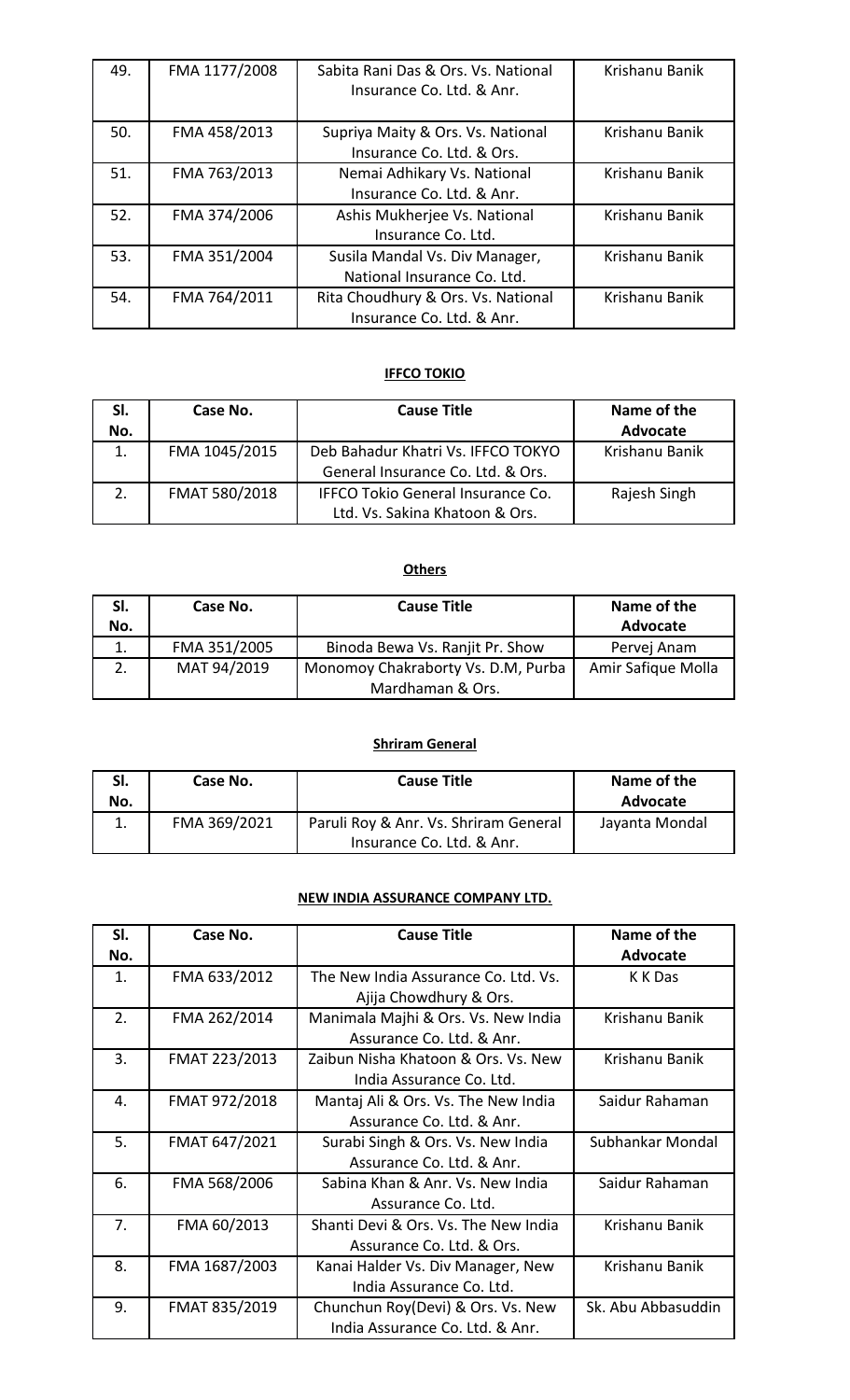| 49. | FMA 1177/2008 | Sabita Rani Das & Ors. Vs. National Insurance Co. Ltd. & Anr. | Krishanu Banik |
|---|---|---|---|
| 50. | FMA 458/2013 | Supriya Maity & Ors. Vs. National Insurance Co. Ltd. & Ors. | Krishanu Banik |
| 51. | FMA 763/2013 | Nemai Adhikary Vs. National Insurance Co. Ltd. & Anr. | Krishanu Banik |
| 52. | FMA 374/2006 | Ashis Mukherjee Vs. National Insurance Co. Ltd. | Krishanu Banik |
| 53. | FMA 351/2004 | Susila Mandal Vs. Div Manager, National Insurance Co. Ltd. | Krishanu Banik |
| 54. | FMA 764/2011 | Rita Choudhury & Ors. Vs. National Insurance Co. Ltd. & Anr. | Krishanu Banik |

**IFFCO TOKIO**

| Sl. No. | Case No. | Cause Title | Name of the Advocate |
|---|---|---|---|
| 1. | FMA 1045/2015 | Deb Bahadur Khatri Vs. IFFCO TOKYO General Insurance Co. Ltd. & Ors. | Krishanu Banik |
| 2. | FMAT 580/2018 | IFFCO Tokio General Insurance Co. Ltd. Vs. Sakina Khatoon & Ors. | Rajesh Singh |

**Others**

| Sl. No. | Case No. | Cause Title | Name of the Advocate |
|---|---|---|---|
| 1. | FMA 351/2005 | Binoda Bewa Vs. Ranjit Pr. Show | Pervej Anam |
| 2. | MAT 94/2019 | Monomoy Chakraborty Vs. D.M, Purba Mardhaman & Ors. | Amir Safique Molla |

**Shriram General**

| Sl. No. | Case No. | Cause Title | Name of the Advocate |
|---|---|---|---|
| 1. | FMA 369/2021 | Paruli Roy & Anr. Vs. Shriram General Insurance Co. Ltd. & Anr. | Jayanta Mondal |

**NEW INDIA ASSURANCE COMPANY LTD.**

| Sl. No. | Case No. | Cause Title | Name of the Advocate |
|---|---|---|---|
| 1. | FMA 633/2012 | The New India Assurance Co. Ltd. Vs. Ajija Chowdhury & Ors. | K K Das |
| 2. | FMA 262/2014 | Manimala Majhi & Ors. Vs. New India Assurance Co. Ltd. & Anr. | Krishanu Banik |
| 3. | FMAT 223/2013 | Zaibun Nisha Khatoon & Ors. Vs. New India Assurance Co. Ltd. | Krishanu Banik |
| 4. | FMAT 972/2018 | Mantaj Ali & Ors. Vs. The New India Assurance Co. Ltd. & Anr. | Saidur Rahaman |
| 5. | FMAT 647/2021 | Surabi Singh & Ors. Vs. New India Assurance Co. Ltd. & Anr. | Subhankar Mondal |
| 6. | FMA 568/2006 | Sabina Khan & Anr. Vs. New India Assurance Co. Ltd. | Saidur Rahaman |
| 7. | FMA 60/2013 | Shanti Devi & Ors. Vs. The New India Assurance Co. Ltd. & Ors. | Krishanu Banik |
| 8. | FMA 1687/2003 | Kanai Halder Vs. Div Manager, New India Assurance Co. Ltd. | Krishanu Banik |
| 9. | FMAT 835/2019 | Chunchun Roy(Devi) & Ors. Vs. New India Assurance Co. Ltd. & Anr. | Sk. Abu Abbasuddin |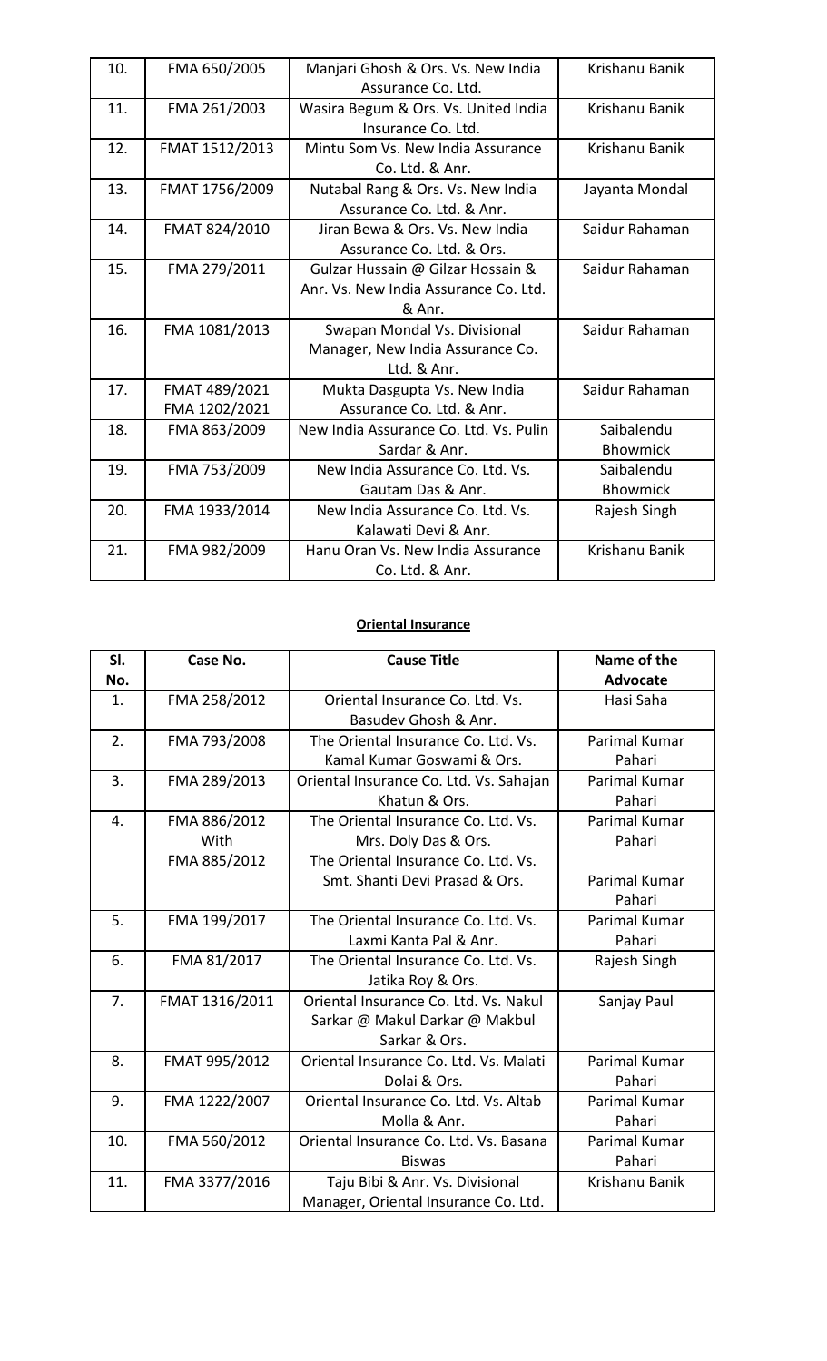| | | | |
|---|---|---|---|
| 10. | FMA 650/2005 | Manjari Ghosh & Ors. Vs. New India Assurance Co. Ltd. | Krishanu Banik |
| 11. | FMA 261/2003 | Wasira Begum & Ors. Vs. United India Insurance Co. Ltd. | Krishanu Banik |
| 12. | FMAT 1512/2013 | Mintu Som Vs. New India Assurance Co. Ltd. & Anr. | Krishanu Banik |
| 13. | FMAT 1756/2009 | Nutabal Rang & Ors. Vs. New India Assurance Co. Ltd. & Anr. | Jayanta Mondal |
| 14. | FMAT 824/2010 | Jiran Bewa & Ors. Vs. New India Assurance Co. Ltd. & Ors. | Saidur Rahaman |
| 15. | FMA 279/2011 | Gulzar Hussain @ Gilzar Hossain & Anr. Vs. New India Assurance Co. Ltd. & Anr. | Saidur Rahaman |
| 16. | FMA 1081/2013 | Swapan Mondal Vs. Divisional Manager, New India Assurance Co. Ltd. & Anr. | Saidur Rahaman |
| 17. | FMAT 489/2021 FMA 1202/2021 | Mukta Dasgupta Vs. New India Assurance Co. Ltd. & Anr. | Saidur Rahaman |
| 18. | FMA 863/2009 | New India Assurance Co. Ltd. Vs. Pulin Sardar & Anr. | Saibalendu Bhowmick |
| 19. | FMA 753/2009 | New India Assurance Co. Ltd. Vs. Gautam Das & Anr. | Saibalendu Bhowmick |
| 20. | FMA 1933/2014 | New India Assurance Co. Ltd. Vs. Kalawati Devi & Anr. | Rajesh Singh |
| 21. | FMA 982/2009 | Hanu Oran Vs. New India Assurance Co. Ltd. & Anr. | Krishanu Banik |

**Oriental Insurance**

| Sl. No. | Case No. | Cause Title | Name of the Advocate |
|---|---|---|---|
| 1. | FMA 258/2012 | Oriental Insurance Co. Ltd. Vs. Basudev Ghosh & Anr. | Hasi Saha |
| 2. | FMA 793/2008 | The Oriental Insurance Co. Ltd. Vs. Kamal Kumar Goswami & Ors. | Parimal Kumar Pahari |
| 3. | FMA 289/2013 | Oriental Insurance Co. Ltd. Vs. Sahajan Khatun & Ors. | Parimal Kumar Pahari |
| 4. | FMA 886/2012 With FMA 885/2012 | The Oriental Insurance Co. Ltd. Vs. Mrs. Doly Das & Ors. The Oriental Insurance Co. Ltd. Vs. Smt. Shanti Devi Prasad & Ors. | Parimal Kumar Pahari Parimal Kumar Pahari |
| 5. | FMA 199/2017 | The Oriental Insurance Co. Ltd. Vs. Laxmi Kanta Pal & Anr. | Parimal Kumar Pahari |
| 6. | FMA 81/2017 | The Oriental Insurance Co. Ltd. Vs. Jatika Roy & Ors. | Rajesh Singh |
| 7. | FMAT 1316/2011 | Oriental Insurance Co. Ltd. Vs. Nakul Sarkar @ Makul Darkar @ Makbul Sarkar & Ors. | Sanjay Paul |
| 8. | FMAT 995/2012 | Oriental Insurance Co. Ltd. Vs. Malati Dolai & Ors. | Parimal Kumar Pahari |
| 9. | FMA 1222/2007 | Oriental Insurance Co. Ltd. Vs. Altab Molla & Anr. | Parimal Kumar Pahari |
| 10. | FMA 560/2012 | Oriental Insurance Co. Ltd. Vs. Basana Biswas | Parimal Kumar Pahari |
| 11. | FMA 3377/2016 | Taju Bibi & Anr. Vs. Divisional Manager, Oriental Insurance Co. Ltd. | Krishanu Banik |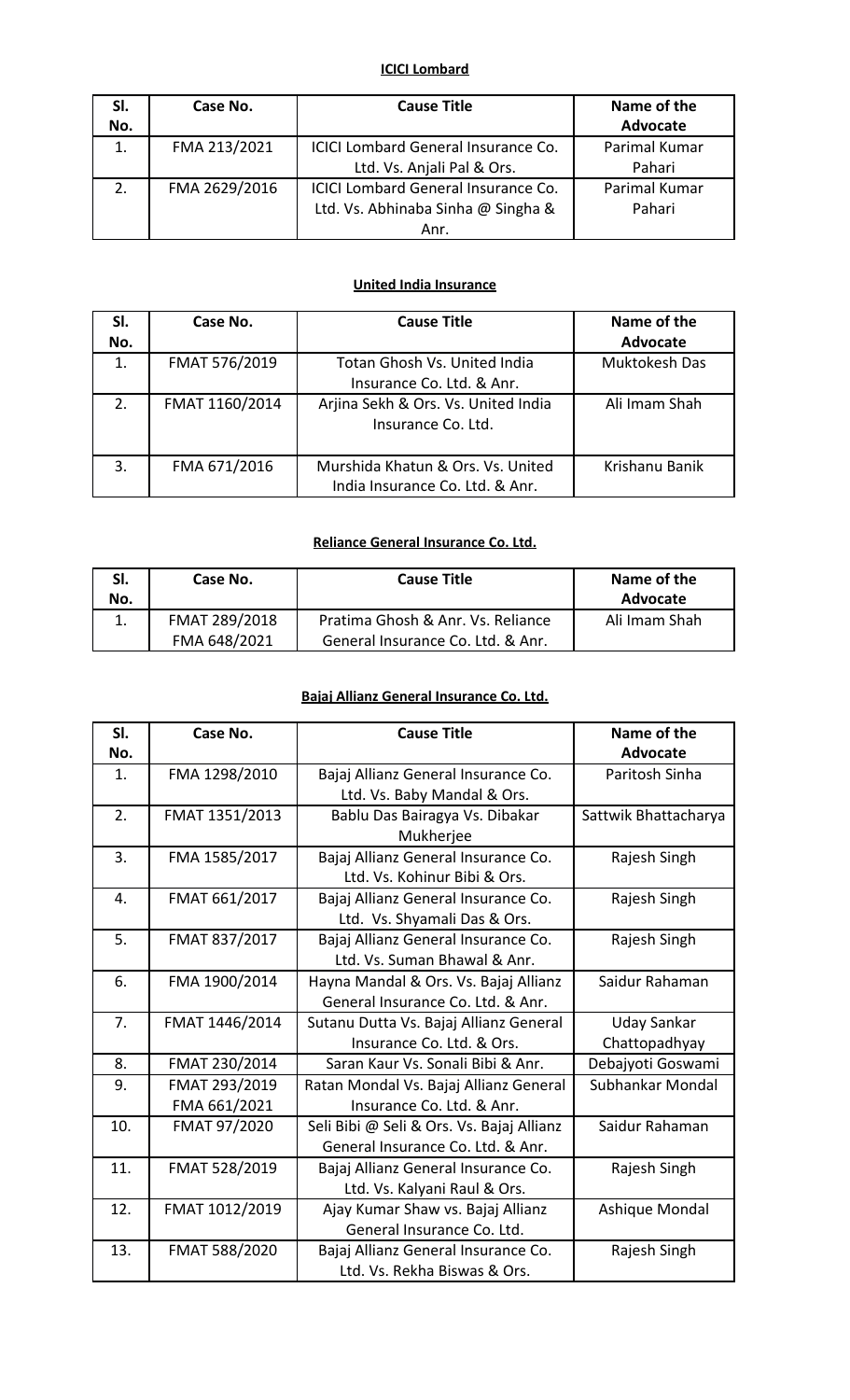**ICICI Lombard**

| Sl. No. | Case No. | Cause Title | Name of the Advocate |
|---|---|---|---|
| 1. | FMA 213/2021 | ICICI Lombard General Insurance Co. Ltd. Vs. Anjali Pal & Ors. | Parimal Kumar Pahari |
| 2. | FMA 2629/2016 | ICICI Lombard General Insurance Co. Ltd. Vs. Abhinaba Sinha @ Singha & Anr. | Parimal Kumar Pahari |

**United India Insurance**

| Sl. No. | Case No. | Cause Title | Name of the Advocate |
|---|---|---|---|
| 1. | FMAT 576/2019 | Totan Ghosh Vs. United India Insurance Co. Ltd. & Anr. | Muktokesh Das |
| 2. | FMAT 1160/2014 | Arjina Sekh & Ors. Vs. United India Insurance Co. Ltd. | Ali Imam Shah |
| 3. | FMA 671/2016 | Murshida Khatun & Ors. Vs. United India Insurance Co. Ltd. & Anr. | Krishanu Banik |

**Reliance General Insurance Co. Ltd.**

| Sl. No. | Case No. | Cause Title | Name of the Advocate |
|---|---|---|---|
| 1. | FMAT 289/2018 FMA 648/2021 | Pratima Ghosh & Anr. Vs. Reliance General Insurance Co. Ltd. & Anr. | Ali Imam Shah |

**Bajaj Allianz General Insurance Co. Ltd.**

| Sl. No. | Case No. | Cause Title | Name of the Advocate |
|---|---|---|---|
| 1. | FMA 1298/2010 | Bajaj Allianz General Insurance Co. Ltd. Vs. Baby Mandal & Ors. | Paritosh Sinha |
| 2. | FMAT 1351/2013 | Bablu Das Bairagya Vs. Dibakar Mukherjee | Sattwik Bhattacharya |
| 3. | FMA 1585/2017 | Bajaj Allianz General Insurance Co. Ltd. Vs. Kohinur Bibi & Ors. | Rajesh Singh |
| 4. | FMAT 661/2017 | Bajaj Allianz General Insurance Co. Ltd. Vs. Shyamali Das & Ors. | Rajesh Singh |
| 5. | FMAT 837/2017 | Bajaj Allianz General Insurance Co. Ltd. Vs. Suman Bhawal & Anr. | Rajesh Singh |
| 6. | FMA 1900/2014 | Hayna Mandal & Ors. Vs. Bajaj Allianz General Insurance Co. Ltd. & Anr. | Saidur Rahaman |
| 7. | FMAT 1446/2014 | Sutanu Dutta Vs. Bajaj Allianz General Insurance Co. Ltd. & Ors. | Uday Sankar Chattopadhyay |
| 8. | FMAT 230/2014 | Saran Kaur Vs. Sonali Bibi & Anr. | Debajyoti Goswami |
| 9. | FMAT 293/2019 FMA 661/2021 | Ratan Mondal Vs. Bajaj Allianz General Insurance Co. Ltd. & Anr. | Subhankar Mondal |
| 10. | FMAT 97/2020 | Seli Bibi @ Seli & Ors. Vs. Bajaj Allianz General Insurance Co. Ltd. & Anr. | Saidur Rahaman |
| 11. | FMAT 528/2019 | Bajaj Allianz General Insurance Co. Ltd. Vs. Kalyani Raul & Ors. | Rajesh Singh |
| 12. | FMAT 1012/2019 | Ajay Kumar Shaw vs. Bajaj Allianz General Insurance Co. Ltd. | Ashique Mondal |
| 13. | FMAT 588/2020 | Bajaj Allianz General Insurance Co. Ltd. Vs. Rekha Biswas & Ors. | Rajesh Singh |